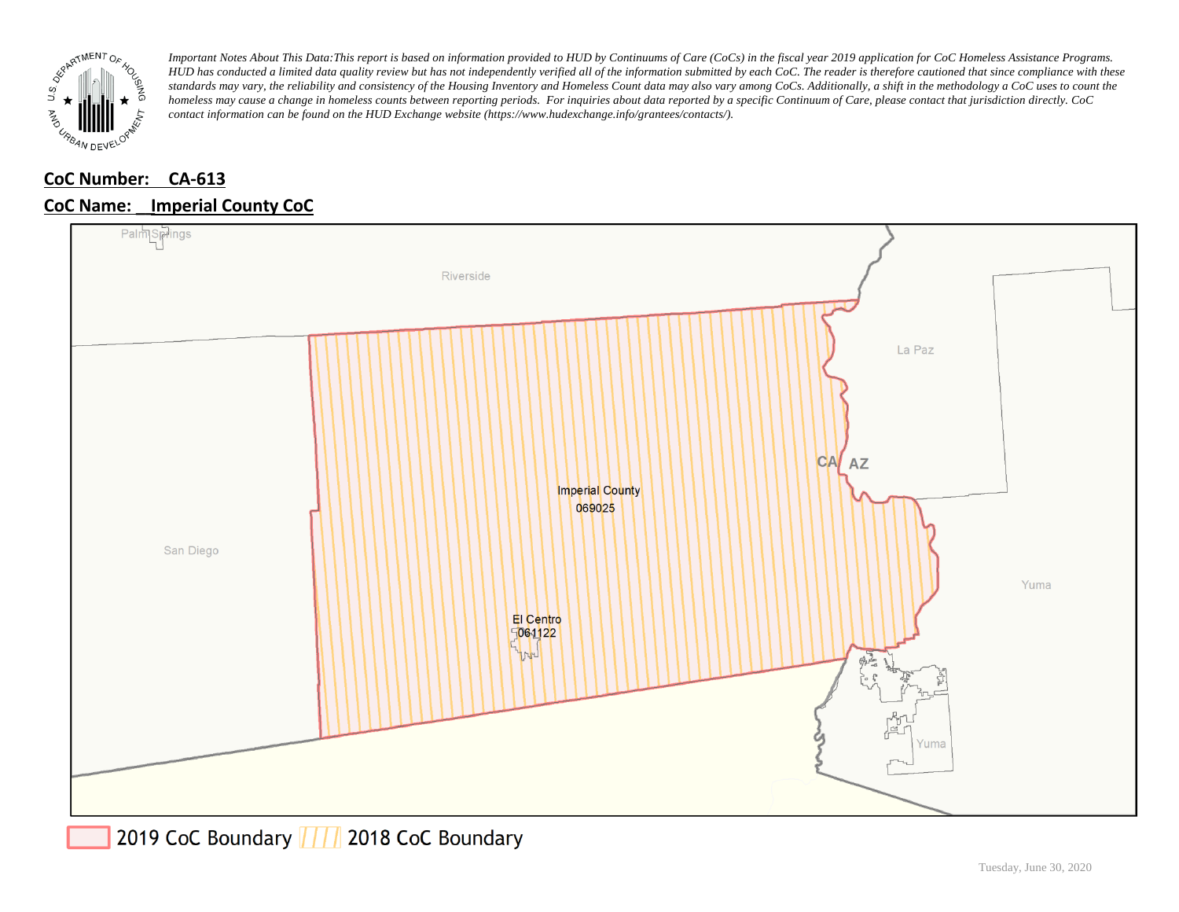*Important Notes About This Data: This report is based on information provided to HUD by Continuums of Care (CoCs) in the fiscal year 2019 application for CoC Homeless Assistance Programs. HUD has conducted a limited data quality review but has not independently verified all of the information submitted by each CoC. The reader is therefore cautioned that since compliance with these standards may vary, the reliability and consistency of the Housing Inventory and Homeless Count data may also vary among CoCs. Additionally, a shift in the methodology a CoC uses to count the homeless may cause a change in homeless counts between reporting periods. For inquiries about data reported by a specific Continuum of Care, please contact that jurisdiction directly. CoC contact information can be found on the HUD Exchange website (https://www.hudexchange.info/grantees/contacts/).*

**CoC Number: CA-613**

**CoC Name: Imperial County CoC**

Palm Springs

Riverside

La Paz

CA AZ

Imperial County
069025

San Diego

Yuma

El Centro
061122

Yuma

2019 CoC Boundary 2018 CoC Boundary

Tuesday, June 30, 2020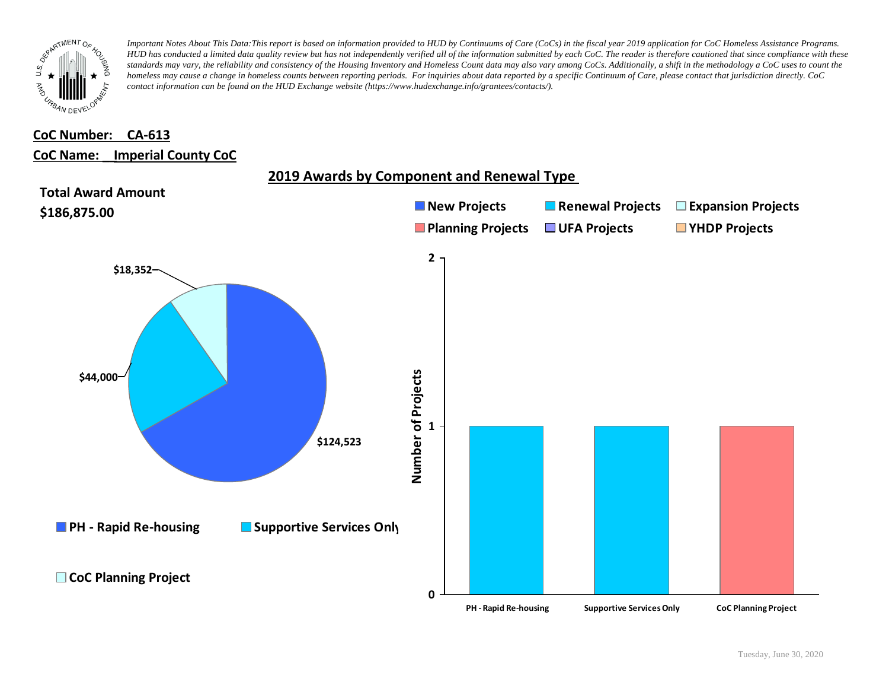*Important Notes About This Data:This report is based on information provided to HUD by Continuums of Care (CoCs) in the fiscal year 2019 application for CoC Homeless Assistance Programs. HUD has conducted a limited data quality review but has not independently verified all of the information submitted by each CoC. The reader is therefore cautioned that since compliance with these standards may vary, the reliability and consistency of the Housing Inventory and Homeless Count data may also vary among CoCs. Additionally, a shift in the methodology a CoC uses to count the homeless may cause a change in homeless counts between reporting periods. For inquiries about data reported by a specific Continuum of Care, please contact that jurisdiction directly. CoC contact information can be found on the HUD Exchange website (https://www.hudexchange.info/grantees/contacts/).*

**CoC Number: CA-613**

**CoC Name: Imperial County CoC**

## 2019 Awards by Component and Renewal Type

**Total Award Amount**

**$186,875.00**

| Component | Award Amount |
| --- | --- |
| PH - Rapid Re-housing | $124,523 |
| Supportive Services Only | $44,000 |
| CoC Planning Project | $18,352 |

Legend: New Projects, Renewal Projects, Expansion Projects, Planning Projects, UFA Projects, YHDP Projects

| Component | Number of Projects | Type |
| --- | --- | --- |
| PH - Rapid Re-housing | 1 | Renewal Projects |
| Supportive Services Only | 1 | Renewal Projects |
| CoC Planning Project | 1 | Planning Projects |

Tuesday, June 30, 2020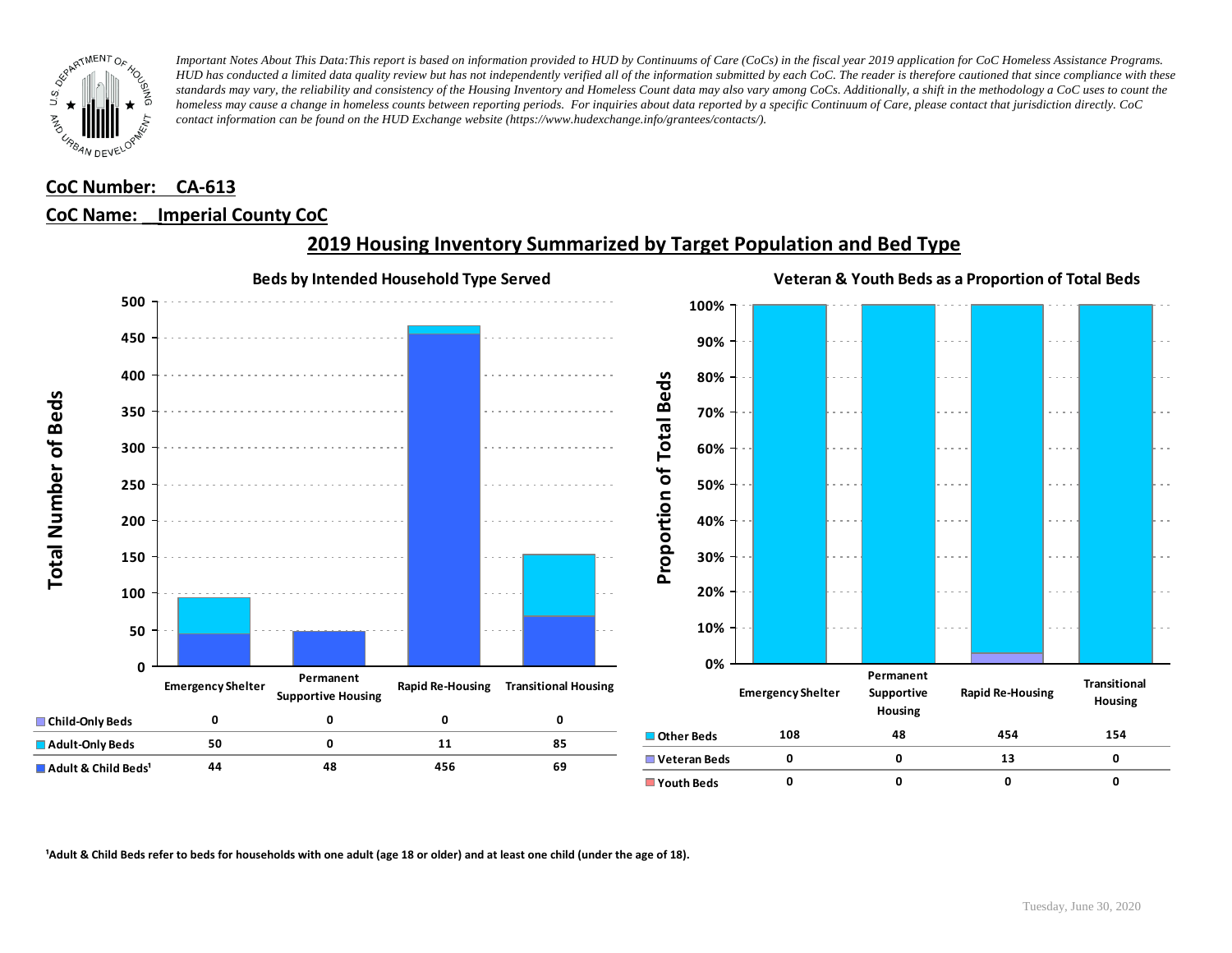*Important Notes About This Data:This report is based on information provided to HUD by Continuums of Care (CoCs) in the fiscal year 2019 application for CoC Homeless Assistance Programs. HUD has conducted a limited data quality review but has not independently verified all of the information submitted by each CoC. The reader is therefore cautioned that since compliance with these standards may vary, the reliability and consistency of the Housing Inventory and Homeless Count data may also vary among CoCs. Additionally, a shift in the methodology a CoC uses to count the homeless may cause a change in homeless counts between reporting periods. For inquiries about data reported by a specific Continuum of Care, please contact that jurisdiction directly. CoC contact information can be found on the HUD Exchange website (https://www.hudexchange.info/grantees/contacts/).*

**CoC Number: CA-613**

**CoC Name: Imperial County CoC**

## 2019 Housing Inventory Summarized by Target Population and Bed Type

### Beds by Intended Household Type Served

| | Emergency Shelter | Permanent Supportive Housing | Rapid Re-Housing | Transitional Housing |
|---|---|---|---|---|
| Child-Only Beds | 0 | 0 | 0 | 0 |
| Adult-Only Beds | 50 | 0 | 11 | 85 |
| Adult & Child Beds[1] | 44 | 48 | 456 | 69 |

### Veteran & Youth Beds as a Proportion of Total Beds

| | Emergency Shelter | Permanent Supportive Housing | Rapid Re-Housing | Transitional Housing |
|---|---|---|---|---|
| Other Beds | 108 | 48 | 454 | 154 |
| Veteran Beds | 0 | 0 | 13 | 0 |
| Youth Beds | 0 | 0 | 0 | 0 |

[1]Adult & Child Beds refer to beds for households with one adult (age 18 or older) and at least one child (under the age of 18).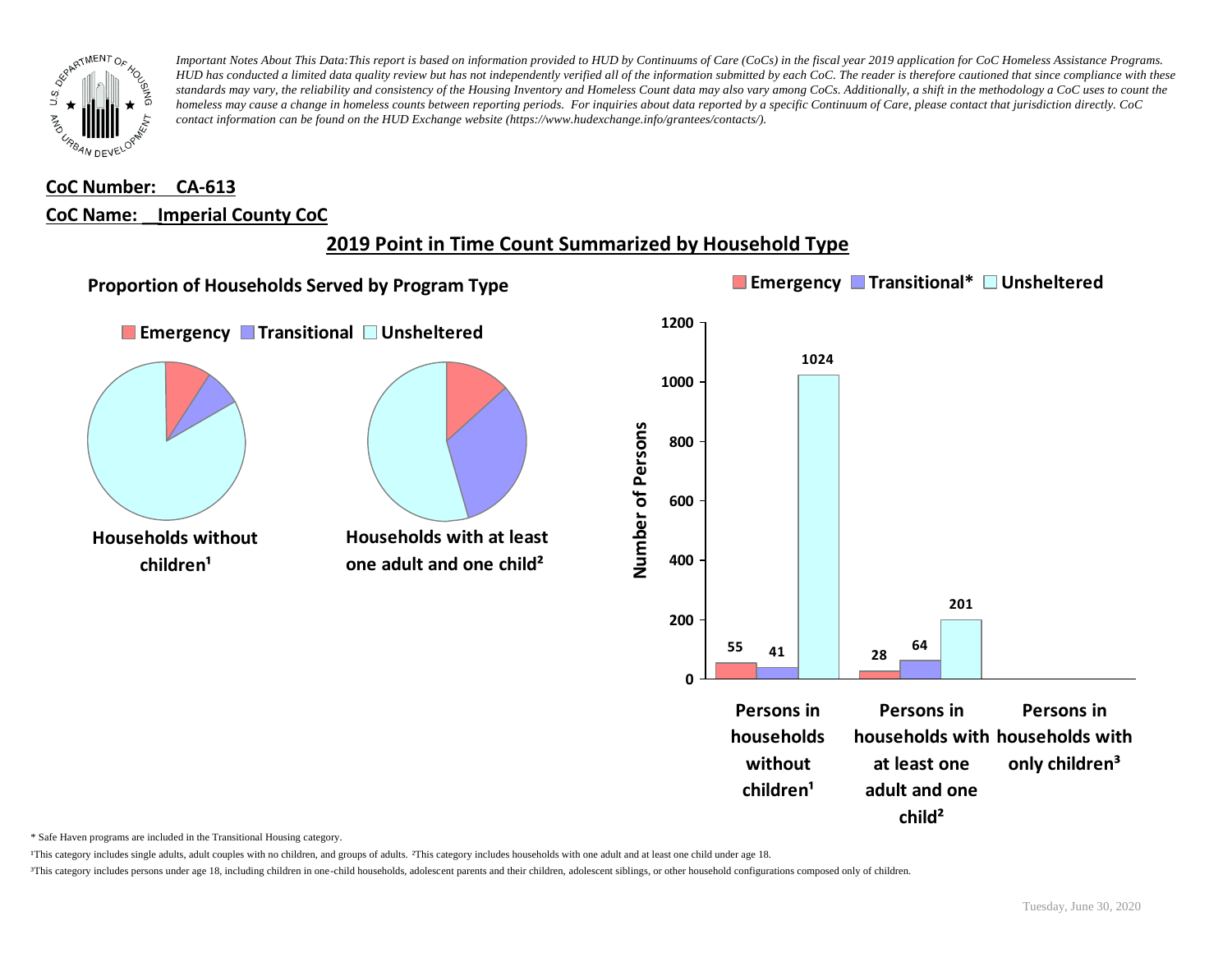*Important Notes About This Data:This report is based on information provided to HUD by Continuums of Care (CoCs) in the fiscal year 2019 application for CoC Homeless Assistance Programs. HUD has conducted a limited data quality review but has not independently verified all of the information submitted by each CoC. The reader is therefore cautioned that since compliance with these standards may vary, the reliability and consistency of the Housing Inventory and Homeless Count data may also vary among CoCs. Additionally, a shift in the methodology a CoC uses to count the homeless may cause a change in homeless counts between reporting periods. For inquiries about data reported by a specific Continuum of Care, please contact that jurisdiction directly. CoC contact information can be found on the HUD Exchange website (https://www.hudexchange.info/grantees/contacts/).*

**CoC Number: CA-613**

**CoC Name: Imperial County CoC**

## 2019 Point in Time Count Summarized by Household Type

### Proportion of Households Served by Program Type

Emergency | Transitional | Unsheltered

Households without children¹

Households with at least one adult and one child²

Emergency | Transitional* | Unsheltered

| Number of Persons | Emergency | Transitional* | Unsheltered |
|---|---|---|---|
| Persons in households without children¹ | 55 | 41 | 1024 |
| Persons in households with at least one adult and one child² | 28 | 64 | 201 |
| Persons in households with only children³ | | | |

\* Safe Haven programs are included in the Transitional Housing category.

¹This category includes single adults, adult couples with no children, and groups of adults. ²This category includes households with one adult and at least one child under age 18.

³This category includes persons under age 18, including children in one-child households, adolescent parents and their children, adolescent siblings, or other household configurations composed only of children.

Tuesday, June 30, 2020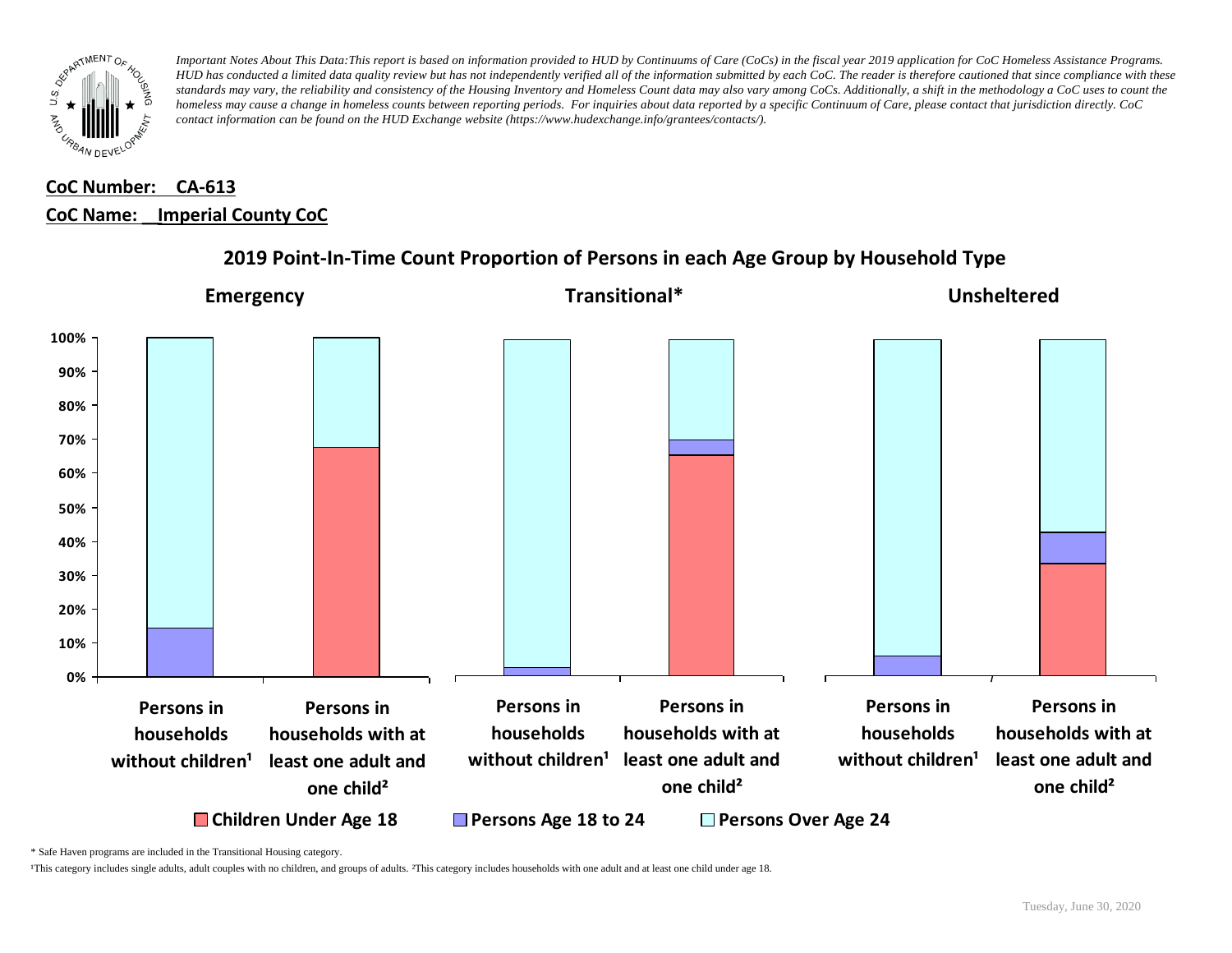*Important Notes About This Data:This report is based on information provided to HUD by Continuums of Care (CoCs) in the fiscal year 2019 application for CoC Homeless Assistance Programs. HUD has conducted a limited data quality review but has not independently verified all of the information submitted by each CoC. The reader is therefore cautioned that since compliance with these standards may vary, the reliability and consistency of the Housing Inventory and Homeless Count data may also vary among CoCs. Additionally, a shift in the methodology a CoC uses to count the homeless may cause a change in homeless counts between reporting periods. For inquiries about data reported by a specific Continuum of Care, please contact that jurisdiction directly. CoC contact information can be found on the HUD Exchange website (https://www.hudexchange.info/grantees/contacts/).*

**CoC Number: CA-613**

**CoC Name: Imperial County CoC**

## 2019 Point-In-Time Count Proportion of Persons in each Age Group by Household Type

**Emergency** | **Transitional*** | **Unsheltered**

Persons in households without children¹ | Persons in households with at least one adult and one child²

■ Children Under Age 18 ■ Persons Age 18 to 24 □ Persons Over Age 24

\* Safe Haven programs are included in the Transitional Housing category.

¹This category includes single adults, adult couples with no children, and groups of adults. ²This category includes households with one adult and at least one child under age 18.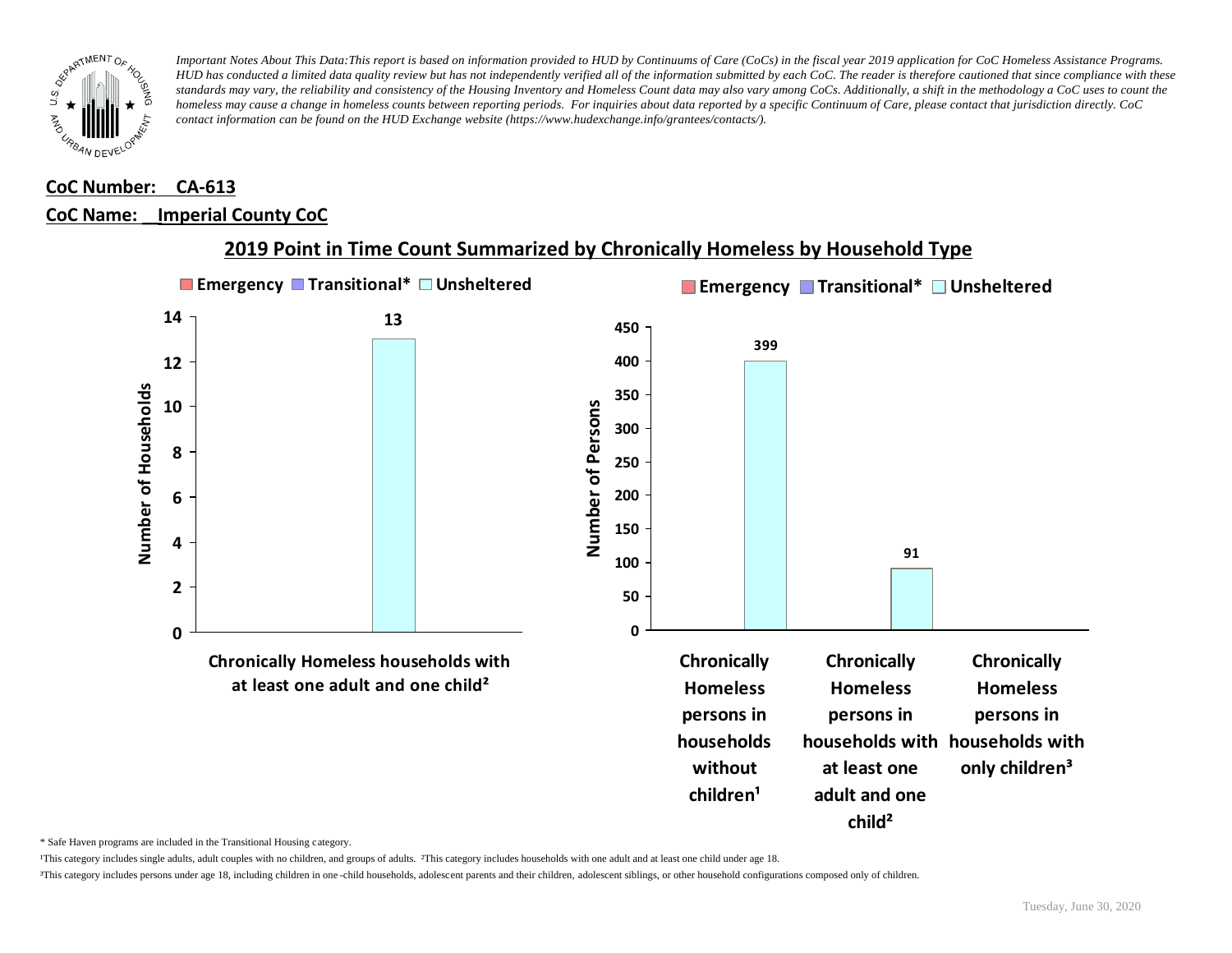*Important Notes About This Data:This report is based on information provided to HUD by Continuums of Care (CoCs) in the fiscal year 2019 application for CoC Homeless Assistance Programs. HUD has conducted a limited data quality review but has not independently verified all of the information submitted by each CoC. The reader is therefore cautioned that since compliance with these standards may vary, the reliability and consistency of the Housing Inventory and Homeless Count data may also vary among CoCs. Additionally, a shift in the methodology a CoC uses to count the homeless may cause a change in homeless counts between reporting periods. For inquiries about data reported by a specific Continuum of Care, please contact that jurisdiction directly. CoC contact information can be found on the HUD Exchange website (https://www.hudexchange.info/grantees/contacts/).*

**CoC Number: CA-613**

**CoC Name: Imperial County CoC**

## 2019 Point in Time Count Summarized by Chronically Homeless by Household Type

Emergency | Transitional* | Unsheltered

| | Number of Households |
|---|---|
| Chronically Homeless households with at least one adult and one child² | 13 |

Emergency | Transitional* | Unsheltered

| | Number of Persons |
|---|---|
| Chronically Homeless persons in households without children¹ | 399 |
| Chronically Homeless persons in households with at least one adult and one child² | 91 |
| Chronically Homeless persons in households with only children³ | |

\* Safe Haven programs are included in the Transitional Housing category.

¹This category includes single adults, adult couples with no children, and groups of adults. ²This category includes households with one adult and at least one child under age 18.

³This category includes persons under age 18, including children in one-child households, adolescent parents and their children, adolescent siblings, or other household configurations composed only of children.

Tuesday, June 30, 2020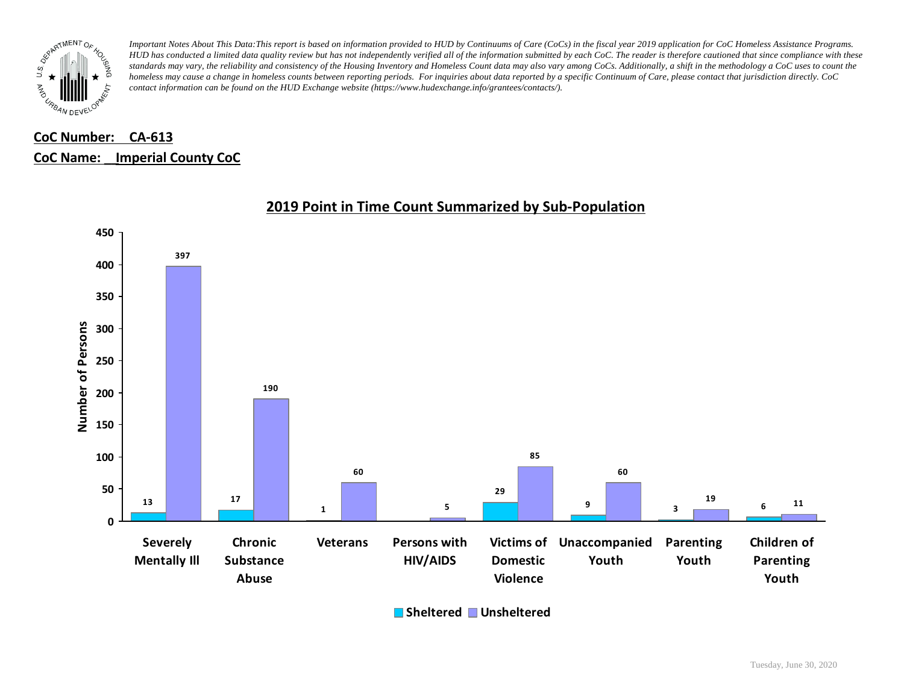*Important Notes About This Data: This report is based on information provided to HUD by Continuums of Care (CoCs) in the fiscal year 2019 application for CoC Homeless Assistance Programs. HUD has conducted a limited data quality review but has not independently verified all of the information submitted by each CoC. The reader is therefore cautioned that since compliance with these standards may vary, the reliability and consistency of the Housing Inventory and Homeless Count data may also vary among CoCs. Additionally, a shift in the methodology a CoC uses to count the homeless may cause a change in homeless counts between reporting periods. For inquiries about data reported by a specific Continuum of Care, please contact that jurisdiction directly. CoC contact information can be found on the HUD Exchange website (https://www.hudexchange.info/grantees/contacts/).*

**CoC Number: CA-613**

**CoC Name: Imperial County CoC**

## 2019 Point in Time Count Summarized by Sub-Population

Number of Persons

0
50
100
150
200
250
300
350
400
450

Severely Mentally Ill: 13, 397
Chronic Substance Abuse: 17, 190
Veterans: 1, 60
Persons with HIV/AIDS: 5
Victims of Domestic Violence: 29, 85
Unaccompanied Youth: 9, 60
Parenting Youth: 3, 19
Children of Parenting Youth: 6, 11

Sheltered
Unsheltered

Tuesday, June 30, 2020